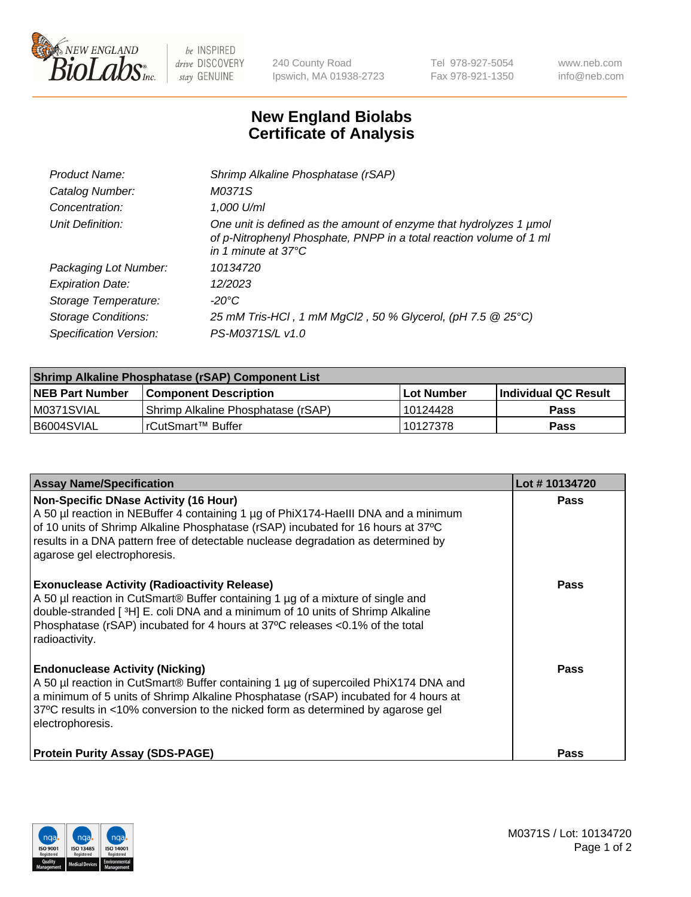New England BioLabs Inc. — be INSPIRED drive DISCOVERY stay GENUINE

240 County Road
Ipswich, MA 01938-2723

Tel 978-927-5054
Fax 978-921-1350

www.neb.com
info@neb.com

# New England Biolabs Certificate of Analysis

| | |
|---|---|
| *Product Name:* | *Shrimp Alkaline Phosphatase (rSAP)* |
| *Catalog Number:* | *M0371S* |
| *Concentration:* | *1,000 U/ml* |
| *Unit Definition:* | *One unit is defined as the amount of enzyme that hydrolyzes 1 µmol of p-Nitrophenyl Phosphate, PNPP in a total reaction volume of 1 ml in 1 minute at 37°C* |
| *Packaging Lot Number:* | *10134720* |
| *Expiration Date:* | *12/2023* |
| *Storage Temperature:* | *-20°C* |
| *Storage Conditions:* | *25 mM Tris-HCl , 1 mM MgCl2 , 50 % Glycerol, (pH 7.5 @ 25°C)* |
| *Specification Version:* | *PS-M0371S/L v1.0* |

| **Shrimp Alkaline Phosphatase (rSAP) Component List** | | | |
|---|---|---|---|
| **NEB Part Number** | **Component Description** | **Lot Number** | **Individual QC Result** |
| M0371SVIAL | Shrimp Alkaline Phosphatase (rSAP) | 10124428 | **Pass** |
| B6004SVIAL | rCutSmart™ Buffer | 10127378 | **Pass** |

| **Assay Name/Specification** | **Lot # 10134720** |
|---|---|
| **Non-Specific DNase Activity (16 Hour)** A 50 µl reaction in NEBuffer 4 containing 1 µg of PhiX174-HaeIII DNA and a minimum of 10 units of Shrimp Alkaline Phosphatase (rSAP) incubated for 16 hours at 37ºC results in a DNA pattern free of detectable nuclease degradation as determined by agarose gel electrophoresis. | **Pass** |
| **Exonuclease Activity (Radioactivity Release)** A 50 µl reaction in CutSmart® Buffer containing 1 µg of a mixture of single and double-stranded [ $^3$H] E. coli DNA and a minimum of 10 units of Shrimp Alkaline Phosphatase (rSAP) incubated for 4 hours at 37ºC releases <0.1% of the total radioactivity. | **Pass** |
| **Endonuclease Activity (Nicking)** A 50 µl reaction in CutSmart® Buffer containing 1 µg of supercoiled PhiX174 DNA and a minimum of 5 units of Shrimp Alkaline Phosphatase (rSAP) incubated for 4 hours at 37ºC results in <10% conversion to the nicked form as determined by agarose gel electrophoresis. | **Pass** |
| **Protein Purity Assay (SDS-PAGE)** | **Pass** |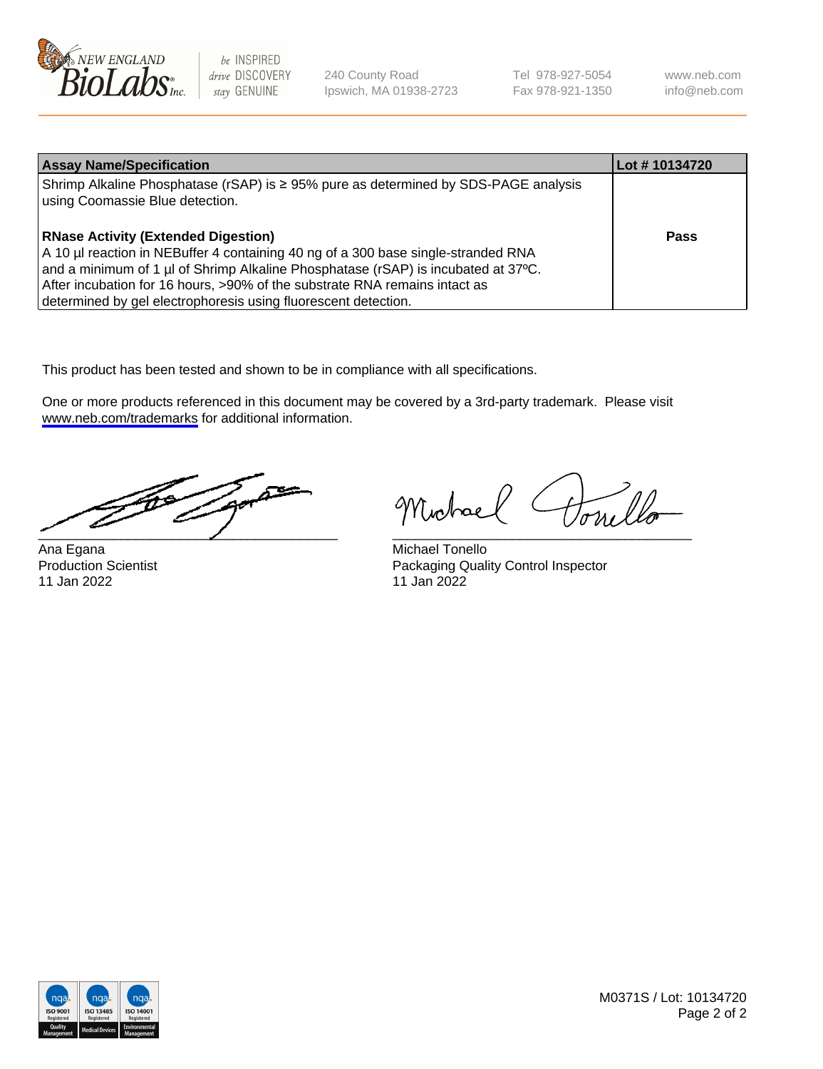New England BioLabs Inc. — be INSPIRED drive DISCOVERY stay GENUINE

240 County Road
Ipswich, MA 01938-2723

Tel 978-927-5054
Fax 978-921-1350

www.neb.com
info@neb.com

| Assay Name/Specification | Lot # 10134720 |
|---|---|
| Shrimp Alkaline Phosphatase (rSAP) is ≥ 95% pure as determined by SDS-PAGE analysis using Coomassie Blue detection. | |
| **RNase Activity (Extended Digestion)**<br>A 10 µl reaction in NEBuffer 4 containing 40 ng of a 300 base single-stranded RNA and a minimum of 1 µl of Shrimp Alkaline Phosphatase (rSAP) is incubated at 37ºC. After incubation for 16 hours, >90% of the substrate RNA remains intact as determined by gel electrophoresis using fluorescent detection. | **Pass** |

This product has been tested and shown to be in compliance with all specifications.

One or more products referenced in this document may be covered by a 3rd-party trademark. Please visit www.neb.com/trademarks for additional information.

Ana Egana
Production Scientist
11 Jan 2022

Michael Tonello
Packaging Quality Control Inspector
11 Jan 2022

M0371S / Lot: 10134720